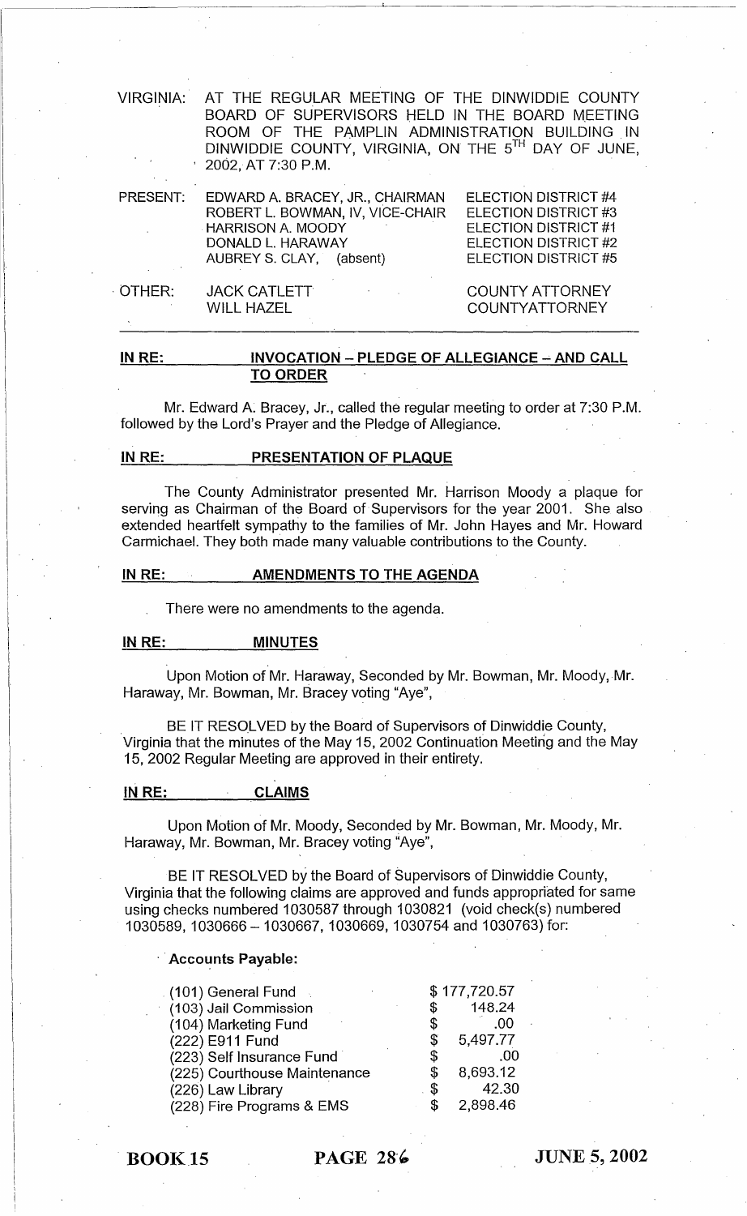VIRGINIA: AT THE REGULAR MEETING OF THE DINWIDDIE COUNTY BOARD OF SUPERVISORS HELD IN THE BOARD MEETING ROOM OF THE PAMPLIN ADMINISTRATION BUILDING IN DINWIDDIE COUNTY, VIRGINIA, ON THE 5TH DAY OF JUNE, 2002, AT 7:30 P.M.

| | | |
|---|---|---|
| PRESENT: | EDWARD A. BRACEY, JR., CHAIRMAN | ELECTION DISTRICT #4 |
| | ROBERT L. BOWMAN, IV, VICE-CHAIR | ELECTION DISTRICT #3 |
| | HARRISON A. MOODY | ELECTION DISTRICT #1 |
| | DONALD L. HARAWAY | ELECTION DISTRICT #2 |
| | AUBREY S. CLAY, (absent) | ELECTION DISTRICT #5 |
| OTHER: | JACK CATLETT | COUNTY ATTORNEY |
| | WILL HAZEL | COUNTYATTORNEY |

## IN RE: INVOCATION – PLEDGE OF ALLEGIANCE – AND CALL TO ORDER

Mr. Edward A. Bracey, Jr., called the regular meeting to order at 7:30 P.M. followed by the Lord's Prayer and the Pledge of Allegiance.

## IN RE: PRESENTATION OF PLAQUE

The County Administrator presented Mr. Harrison Moody a plaque for serving as Chairman of the Board of Supervisors for the year 2001. She also extended heartfelt sympathy to the families of Mr. John Hayes and Mr. Howard Carmichael. They both made many valuable contributions to the County.

## IN RE: AMENDMENTS TO THE AGENDA

There were no amendments to the agenda.

## IN RE: MINUTES

Upon Motion of Mr. Haraway, Seconded by Mr. Bowman, Mr. Moody, Mr. Haraway, Mr. Bowman, Mr. Bracey voting "Aye",

BE IT RESOLVED by the Board of Supervisors of Dinwiddie County, Virginia that the minutes of the May 15, 2002 Continuation Meeting and the May 15, 2002 Regular Meeting are approved in their entirety.

## IN RE: CLAIMS

Upon Motion of Mr. Moody, Seconded by Mr. Bowman, Mr. Moody, Mr. Haraway, Mr. Bowman, Mr. Bracey voting "Aye",

BE IT RESOLVED by the Board of Supervisors of Dinwiddie County, Virginia that the following claims are approved and funds appropriated for same using checks numbered 1030587 through 1030821 (void check(s) numbered 1030589, 1030666 – 1030667, 1030669, 1030754 and 1030763) for:

**Accounts Payable:**

| | |
|---|---|
| (101) General Fund | $ 177,720.57 |
| (103) Jail Commission | $ 148.24 |
| (104) Marketing Fund | $ .00 |
| (222) E911 Fund | $ 5,497.77 |
| (223) Self Insurance Fund | $ .00 |
| (225) Courthouse Maintenance | $ 8,693.12 |
| (226) Law Library | $ 42.30 |
| (228) Fire Programs & EMS | $ 2,898.46 |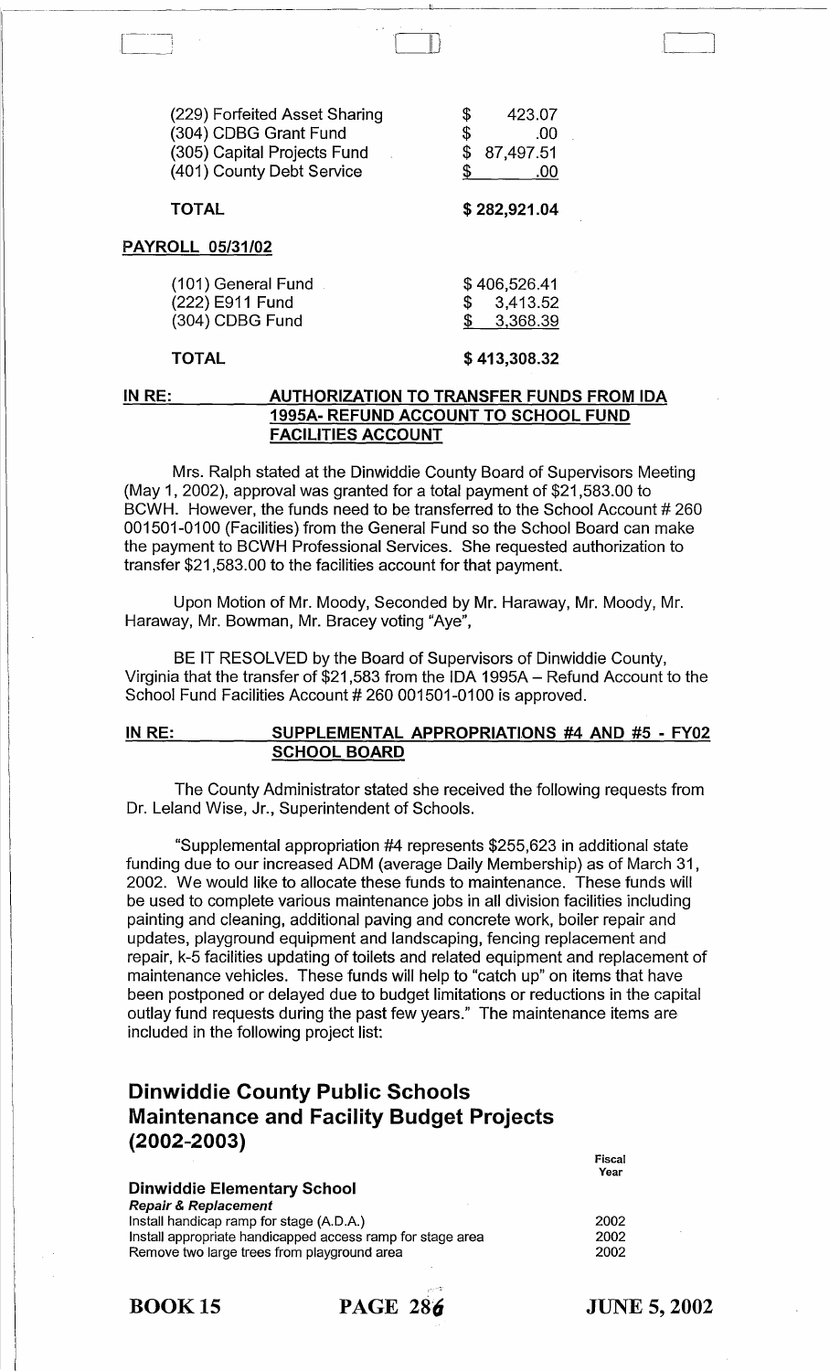| | |
|---|---|
| (229) Forfeited Asset Sharing | $ 423.07 |
| (304) CDBG Grant Fund | $ .00 |
| (305) Capital Projects Fund | $ 87,497.51 |
| (401) County Debt Service | $ .00 |
| **TOTAL** | **$ 282,921.04** |

**PAYROLL 05/31/02**

| | |
|---|---|
| (101) General Fund | $ 406,526.41 |
| (222) E911 Fund | $ 3,413.52 |
| (304) CDBG Fund | $ 3,368.39 |
| **TOTAL** | **$ 413,308.32** |

**IN RE: AUTHORIZATION TO TRANSFER FUNDS FROM IDA 1995A- REFUND ACCOUNT TO SCHOOL FUND FACILITIES ACCOUNT**

Mrs. Ralph stated at the Dinwiddie County Board of Supervisors Meeting (May 1, 2002), approval was granted for a total payment of $21,583.00 to BCWH. However, the funds need to be transferred to the School Account # 260 001501-0100 (Facilities) from the General Fund so the School Board can make the payment to BCWH Professional Services. She requested authorization to transfer $21,583.00 to the facilities account for that payment.

Upon Motion of Mr. Moody, Seconded by Mr. Haraway, Mr. Moody, Mr. Haraway, Mr. Bowman, Mr. Bracey voting "Aye",

BE IT RESOLVED by the Board of Supervisors of Dinwiddie County, Virginia that the transfer of $21,583 from the IDA 1995A – Refund Account to the School Fund Facilities Account # 260 001501-0100 is approved.

**IN RE: SUPPLEMENTAL APPROPRIATIONS #4 AND #5 - FY02 SCHOOL BOARD**

The County Administrator stated she received the following requests from Dr. Leland Wise, Jr., Superintendent of Schools.

"Supplemental appropriation #4 represents $255,623 in additional state funding due to our increased ADM (average Daily Membership) as of March 31, 2002. We would like to allocate these funds to maintenance. These funds will be used to complete various maintenance jobs in all division facilities including painting and cleaning, additional paving and concrete work, boiler repair and updates, playground equipment and landscaping, fencing replacement and repair, k-5 facilities updating of toilets and related equipment and replacement of maintenance vehicles. These funds will help to "catch up" on items that have been postponed or delayed due to budget limitations or reductions in the capital outlay fund requests during the past few years." The maintenance items are included in the following project list:

# Dinwiddie County Public Schools Maintenance and Facility Budget Projects (2002-2003)

| | Fiscal Year |
|---|---|
| **Dinwiddie Elementary School** | |
| ***Repair & Replacement*** | |
| Install handicap ramp for stage (A.D.A.) | 2002 |
| Install appropriate handicapped access ramp for stage area | 2002 |
| Remove two large trees from playground area | 2002 |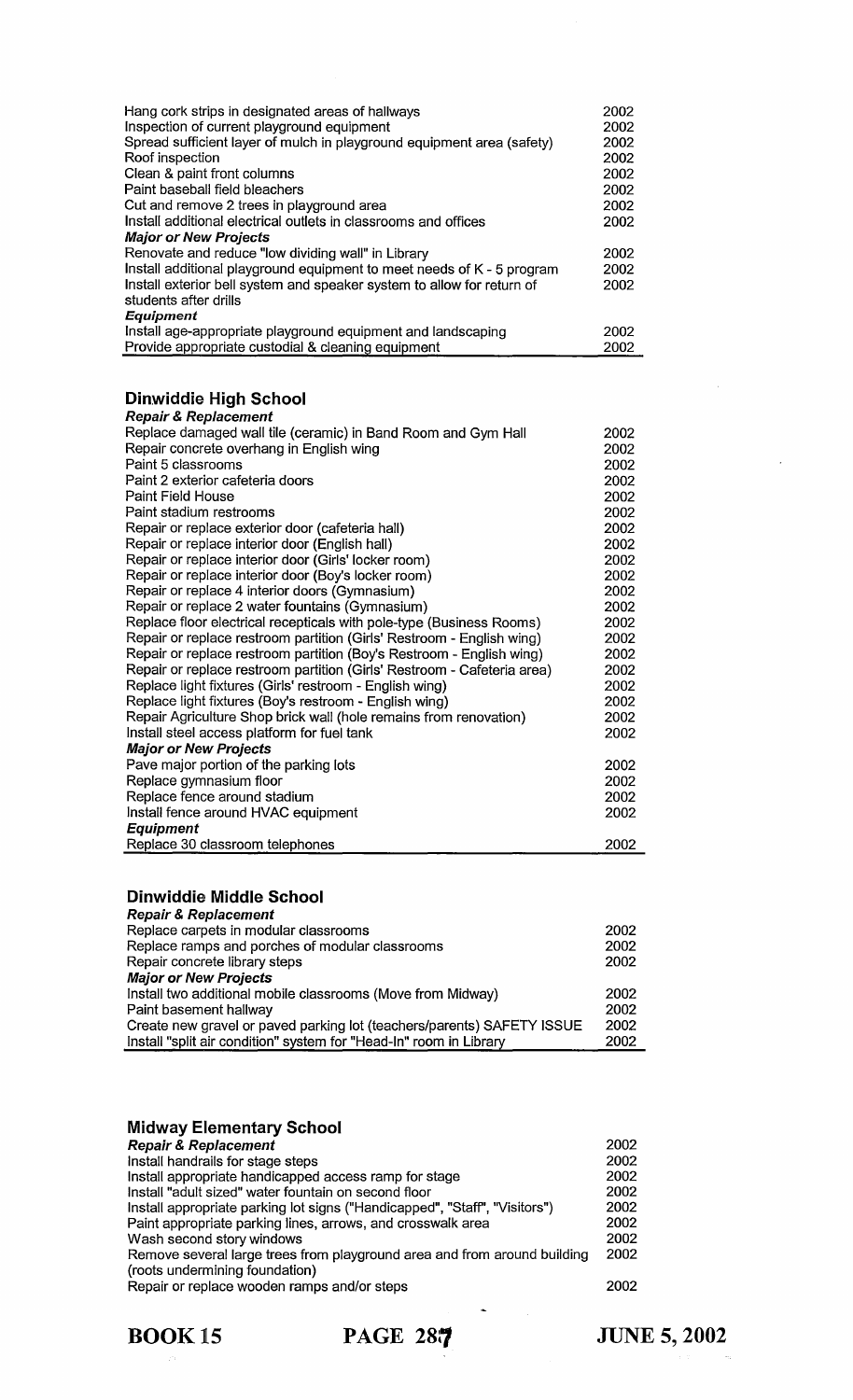| | |
|---|---|
| Hang cork strips in designated areas of hallways | 2002 |
| Inspection of current playground equipment | 2002 |
| Spread sufficient layer of mulch in playground equipment area (safety) | 2002 |
| Roof inspection | 2002 |
| Clean & paint front columns | 2002 |
| Paint baseball field bleachers | 2002 |
| Cut and remove 2 trees in playground area | 2002 |
| Install additional electrical outlets in classrooms and offices | 2002 |
| ***Major or New Projects*** | |
| Renovate and reduce "low dividing wall" in Library | 2002 |
| Install additional playground equipment to meet needs of K - 5 program | 2002 |
| Install exterior bell system and speaker system to allow for return of students after drills | 2002 |
| ***Equipment*** | |
| Install age-appropriate playground equipment and landscaping | 2002 |
| Provide appropriate custodial & cleaning equipment | 2002 |

## Dinwiddie High School

| | |
|---|---|
| ***Repair & Replacement*** | |
| Replace damaged wall tile (ceramic) in Band Room and Gym Hall | 2002 |
| Repair concrete overhang in English wing | 2002 |
| Paint 5 classrooms | 2002 |
| Paint 2 exterior cafeteria doors | 2002 |
| Paint Field House | 2002 |
| Paint stadium restrooms | 2002 |
| Repair or replace exterior door (cafeteria hall) | 2002 |
| Repair or replace interior door (English hall) | 2002 |
| Repair or replace interior door (Girls' locker room) | 2002 |
| Repair or replace interior door (Boy's locker room) | 2002 |
| Repair or replace 4 interior doors (Gymnasium) | 2002 |
| Repair or replace 2 water fountains (Gymnasium) | 2002 |
| Replace floor electrical recepticals with pole-type (Business Rooms) | 2002 |
| Repair or replace restroom partition (Girls' Restroom - English wing) | 2002 |
| Repair or replace restroom partition (Boy's Restroom - English wing) | 2002 |
| Repair or replace restroom partition (Girls' Restroom - Cafeteria area) | 2002 |
| Replace light fixtures (Girls' restroom - English wing) | 2002 |
| Replace light fixtures (Boy's restroom - English wing) | 2002 |
| Repair Agriculture Shop brick wall (hole remains from renovation) | 2002 |
| Install steel access platform for fuel tank | 2002 |
| ***Major or New Projects*** | |
| Pave major portion of the parking lots | 2002 |
| Replace gymnasium floor | 2002 |
| Replace fence around stadium | 2002 |
| Install fence around HVAC equipment | 2002 |
| ***Equipment*** | |
| Replace 30 classroom telephones | 2002 |

## Dinwiddie Middle School

| | |
|---|---|
| ***Repair & Replacement*** | |
| Replace carpets in modular classrooms | 2002 |
| Replace ramps and porches of modular classrooms | 2002 |
| Repair concrete library steps | 2002 |
| ***Major or New Projects*** | |
| Install two additional mobile classrooms (Move from Midway) | 2002 |
| Paint basement hallway | 2002 |
| Create new gravel or paved parking lot (teachers/parents) SAFETY ISSUE | 2002 |
| Install "split air condition" system for "Head-In" room in Library | 2002 |

## Midway Elementary School

| | |
|---|---|
| ***Repair & Replacement*** | 2002 |
| Install handrails for stage steps | 2002 |
| Install appropriate handicapped access ramp for stage | 2002 |
| Install "adult sized" water fountain on second floor | 2002 |
| Install appropriate parking lot signs ("Handicapped", "Staff", "Visitors") | 2002 |
| Paint appropriate parking lines, arrows, and crosswalk area | 2002 |
| Wash second story windows | 2002 |
| Remove several large trees from playground area and from around building (roots undermining foundation) | 2002 |
| Repair or replace wooden ramps and/or steps | 2002 |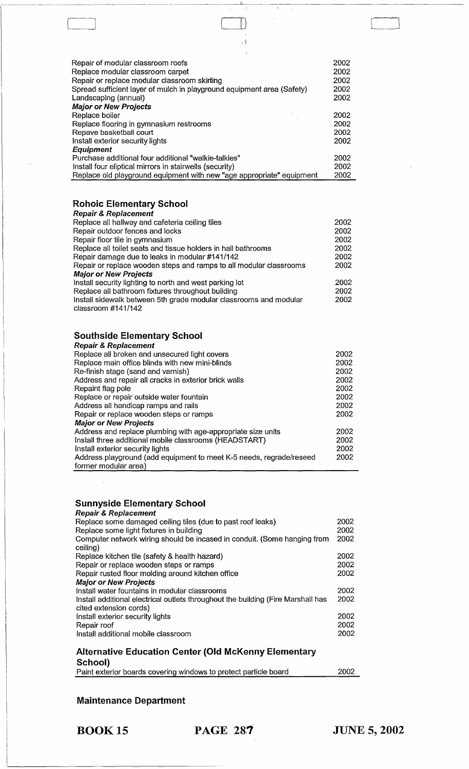| | |
|---|---|
| Repair of modular classroom roofs | 2002 |
| Replace modular classroom carpet | 2002 |
| Repair or replace modular classroom skirting | 2002 |
| Spread sufficient layer of mulch in playground equipment area (Safety) | 2002 |
| Landscaping (annual) | 2002 |
| ***Major or New Projects*** | |
| Replace boiler | 2002 |
| Replace flooring in gymnasium restrooms | 2002 |
| Repave basketball court | 2002 |
| Install exterior security lights | 2002 |
| ***Equipment*** | |
| Purchase additional four additional "walkie-talkies" | 2002 |
| Install four eliptical mirrors in stairwells (security) | 2002 |
| Replace old playground equipment with new "age appropriate" equipment | 2002 |

## Rohoic Elementary School

| | |
|---|---|
| ***Repair & Replacement*** | |
| Replace all hallway and cafeteria ceiling tiles | 2002 |
| Repair outdoor fences and locks | 2002 |
| Repair floor tile in gymnasium | 2002 |
| Replace all toilet seats and tissue holders in hall bathrooms | 2002 |
| Repair damage due to leaks in modular #141/142 | 2002 |
| Repair or replace wooden steps and ramps to all modular classrooms | 2002 |
| ***Major or New Projects*** | |
| Install security lighting to north and west parking lot | 2002 |
| Replace all bathroom fixtures throughout building | 2002 |
| Install sidewalk between 5th grade modular classrooms and modular classroom #141/142 | 2002 |

## Southside Elementary School

| | |
|---|---|
| ***Repair & Replacement*** | |
| Replace all broken and unsecured light covers | 2002 |
| Replace main office blinds with new mini-blinds | 2002 |
| Re-finish stage (sand and varnish) | 2002 |
| Address and repair all cracks in exterior brick walls | 2002 |
| Repaint flag pole | 2002 |
| Replace or repair outside water fountain | 2002 |
| Address all handicap ramps and rails | 2002 |
| Repair or replace wooden steps or ramps | 2002 |
| ***Major or New Projects*** | |
| Address and replace plumbing with age-appropriate size units | 2002 |
| Install three additional mobile classrooms (HEADSTART) | 2002 |
| Install exterior security lights | 2002 |
| Address playground (add equipment to meet K-5 needs, regrade/reseed former modular area) | 2002 |

## Sunnyside Elementary School

| | |
|---|---|
| ***Repair & Replacement*** | |
| Replace some damaged ceiling tiles (due to past roof leaks) | 2002 |
| Replace some light fixtures in building | 2002 |
| Computer network wiring should be incased in conduit. (Some hanging from ceiling) | 2002 |
| Replace kitchen tile (safety & health hazard) | 2002 |
| Repair or replace wooden steps or ramps | 2002 |
| Repair rusted floor molding around kitchen office | 2002 |
| ***Major or New Projects*** | |
| Install water fountains in modular classrooms | 2002 |
| Install additional electrical outlets throughout the building (Fire Marshall has cited extension cords) | 2002 |
| Install exterior security lights | 2002 |
| Repair roof | 2002 |
| Install additional mobile classroom | 2002 |

## Alternative Education Center (Old McKenny Elementary School)

| | |
|---|---|
| Paint exterior boards covering windows to protect particle board | 2002 |

## Maintenance Department

**BOOK 15** **PAGE 287** **JUNE 5, 2002**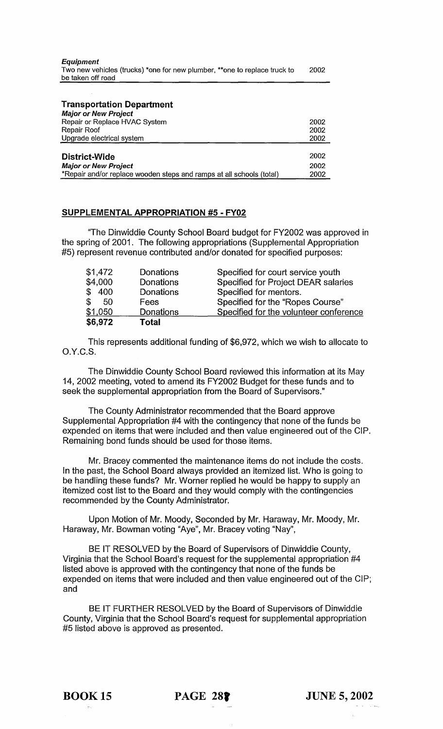| ***Equipment*** | |
|---|---|
| Two new vehicles (trucks) *one for new plumber, **one to replace truck to be taken off road | 2002 |

| **Transportation Department** | |
|---|---|
| ***Major or New Project*** | |
| Repair or Replace HVAC System | 2002 |
| Repair Roof | 2002 |
| Upgrade electrical system | 2002 |

| **District-Wide** | 2002 |
|---|---|
| ***Major or New Project*** | 2002 |
| *Repair and/or replace wooden steps and ramps at all schools (total) | 2002 |

**SUPPLEMENTAL APPROPRIATION #5 - FY02**

"The Dinwiddie County School Board budget for FY2002 was approved in the spring of 2001. The following appropriations (Supplemental Appropriation #5) represent revenue contributed and/or donated for specified purposes:

| | | |
|---|---|---|
| $1,472 | Donations | Specified for court service youth |
| $4,000 | Donations | Specified for Project DEAR salaries |
| $ 400 | Donations | Specified for mentors. |
| $ 50 | Fees | Specified for the "Ropes Course" |
| $1,050 | Donations | Specified for the volunteer conference |
| **$6,972** | **Total** | |

This represents additional funding of $6,972, which we wish to allocate to O.Y.C.S.

The Dinwiddie County School Board reviewed this information at its May 14, 2002 meeting, voted to amend its FY2002 Budget for these funds and to seek the supplemental appropriation from the Board of Supervisors."

The County Administrator recommended that the Board approve Supplemental Appropriation #4 with the contingency that none of the funds be expended on items that were included and then value engineered out of the CIP. Remaining bond funds should be used for those items.

Mr. Bracey commented the maintenance items do not include the costs. In the past, the School Board always provided an itemized list. Who is going to be handling these funds? Mr. Worner replied he would be happy to supply an itemized cost list to the Board and they would comply with the contingencies recommended by the County Administrator.

Upon Motion of Mr. Moody, Seconded by Mr. Haraway, Mr. Moody, Mr. Haraway, Mr. Bowman voting "Aye", Mr. Bracey voting "Nay",

BE IT RESOLVED by the Board of Supervisors of Dinwiddie County, Virginia that the School Board's request for the supplemental appropriation #4 listed above is approved with the contingency that none of the funds be expended on items that were included and then value engineered out of the CIP; and

BE IT FURTHER RESOLVED by the Board of Supervisors of Dinwiddie County, Virginia that the School Board's request for supplemental appropriation #5 listed above is approved as presented.

**BOOK 15** **PAGE 287** **JUNE 5, 2002**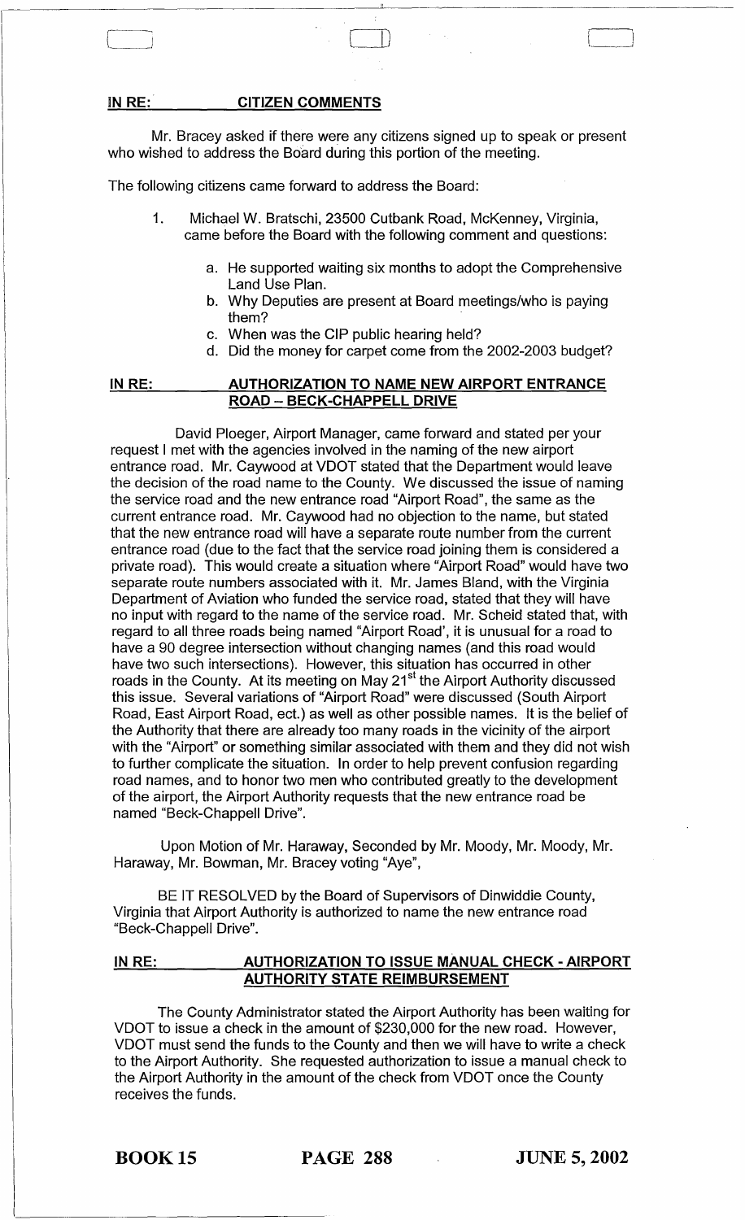**IN RE: CITIZEN COMMENTS**

Mr. Bracey asked if there were any citizens signed up to speak or present who wished to address the Board during this portion of the meeting.

The following citizens came forward to address the Board:

1. Michael W. Bratschi, 23500 Cutbank Road, McKenney, Virginia, came before the Board with the following comment and questions:
   a. He supported waiting six months to adopt the Comprehensive Land Use Plan.
   b. Why Deputies are present at Board meetings/who is paying them?
   c. When was the CIP public hearing held?
   d. Did the money for carpet come from the 2002-2003 budget?

**IN RE: AUTHORIZATION TO NAME NEW AIRPORT ENTRANCE ROAD – BECK-CHAPPELL DRIVE**

David Ploeger, Airport Manager, came forward and stated per your request I met with the agencies involved in the naming of the new airport entrance road. Mr. Caywood at VDOT stated that the Department would leave the decision of the road name to the County. We discussed the issue of naming the service road and the new entrance road "Airport Road", the same as the current entrance road. Mr. Caywood had no objection to the name, but stated that the new entrance road will have a separate route number from the current entrance road (due to the fact that the service road joining them is considered a private road). This would create a situation where "Airport Road" would have two separate route numbers associated with it. Mr. James Bland, with the Virginia Department of Aviation who funded the service road, stated that they will have no input with regard to the name of the service road. Mr. Scheid stated that, with regard to all three roads being named "Airport Road', it is unusual for a road to have a 90 degree intersection without changing names (and this road would have two such intersections). However, this situation has occurred in other roads in the County. At its meeting on May 21st the Airport Authority discussed this issue. Several variations of "Airport Road" were discussed (South Airport Road, East Airport Road, ect.) as well as other possible names. It is the belief of the Authority that there are already too many roads in the vicinity of the airport with the "Airport" or something similar associated with them and they did not wish to further complicate the situation. In order to help prevent confusion regarding road names, and to honor two men who contributed greatly to the development of the airport, the Airport Authority requests that the new entrance road be named "Beck-Chappell Drive".

Upon Motion of Mr. Haraway, Seconded by Mr. Moody, Mr. Moody, Mr. Haraway, Mr. Bowman, Mr. Bracey voting "Aye",

BE IT RESOLVED by the Board of Supervisors of Dinwiddie County, Virginia that Airport Authority is authorized to name the new entrance road "Beck-Chappell Drive".

**IN RE: AUTHORIZATION TO ISSUE MANUAL CHECK - AIRPORT AUTHORITY STATE REIMBURSEMENT**

The County Administrator stated the Airport Authority has been waiting for VDOT to issue a check in the amount of $230,000 for the new road. However, VDOT must send the funds to the County and then we will have to write a check to the Airport Authority. She requested authorization to issue a manual check to the Airport Authority in the amount of the check from VDOT once the County receives the funds.

**BOOK 15 PAGE 288 JUNE 5, 2002**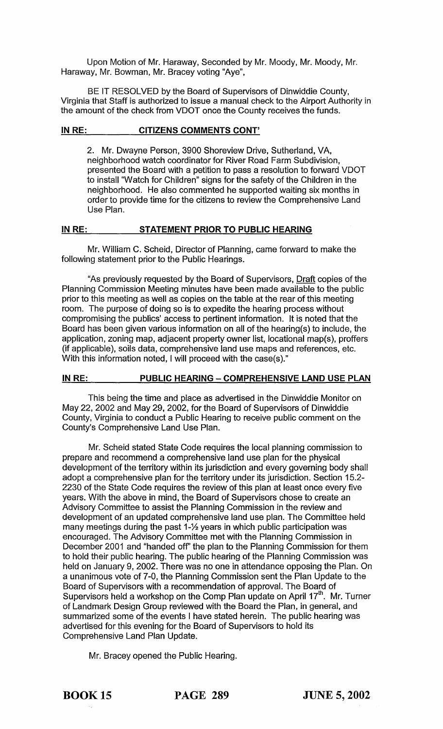Upon Motion of Mr. Haraway, Seconded by Mr. Moody, Mr. Moody, Mr. Haraway, Mr. Bowman, Mr. Bracey voting "Aye",

BE IT RESOLVED by the Board of Supervisors of Dinwiddie County, Virginia that Staff is authorized to issue a manual check to the Airport Authority in the amount of the check from VDOT once the County receives the funds.

**IN RE: CITIZENS COMMENTS CONT'**

2. Mr. Dwayne Person, 3900 Shoreview Drive, Sutherland, VA, neighborhood watch coordinator for River Road Farm Subdivision, presented the Board with a petition to pass a resolution to forward VDOT to install "Watch for Children" signs for the safety of the Children in the neighborhood. He also commented he supported waiting six months in order to provide time for the citizens to review the Comprehensive Land Use Plan.

**IN RE: STATEMENT PRIOR TO PUBLIC HEARING**

Mr. William C. Scheid, Director of Planning, came forward to make the following statement prior to the Public Hearings.

"As previously requested by the Board of Supervisors, Draft copies of the Planning Commission Meeting minutes have been made available to the public prior to this meeting as well as copies on the table at the rear of this meeting room. The purpose of doing so is to expedite the hearing process without compromising the publics' access to pertinent information. It is noted that the Board has been given various information on all of the hearing(s) to include, the application, zoning map, adjacent property owner list, locational map(s), proffers (if applicable), soils data, comprehensive land use maps and references, etc. With this information noted, I will proceed with the case(s)."

**IN RE: PUBLIC HEARING – COMPREHENSIVE LAND USE PLAN**

This being the time and place as advertised in the Dinwiddie Monitor on May 22, 2002 and May 29, 2002, for the Board of Supervisors of Dinwiddie County, Virginia to conduct a Public Hearing to receive public comment on the County's Comprehensive Land Use Plan.

Mr. Scheid stated State Code requires the local planning commission to prepare and recommend a comprehensive land use plan for the physical development of the territory within its jurisdiction and every governing body shall adopt a comprehensive plan for the territory under its jurisdiction. Section 15.2-2230 of the State Code requires the review of this plan at least once every five years. With the above in mind, the Board of Supervisors chose to create an Advisory Committee to assist the Planning Commission in the review and development of an updated comprehensive land use plan. The Committee held many meetings during the past 1-½ years in which public participation was encouraged. The Advisory Committee met with the Planning Commission in December 2001 and "handed off" the plan to the Planning Commission for them to hold their public hearing. The public hearing of the Planning Commission was held on January 9, 2002. There was no one in attendance opposing the Plan. On a unanimous vote of 7-0, the Planning Commission sent the Plan Update to the Board of Supervisors with a recommendation of approval. The Board of Supervisors held a workshop on the Comp Plan update on April 17th. Mr. Turner of Landmark Design Group reviewed with the Board the Plan, in general, and summarized some of the events I have stated herein. The public hearing was advertised for this evening for the Board of Supervisors to hold its Comprehensive Land Plan Update.

Mr. Bracey opened the Public Hearing.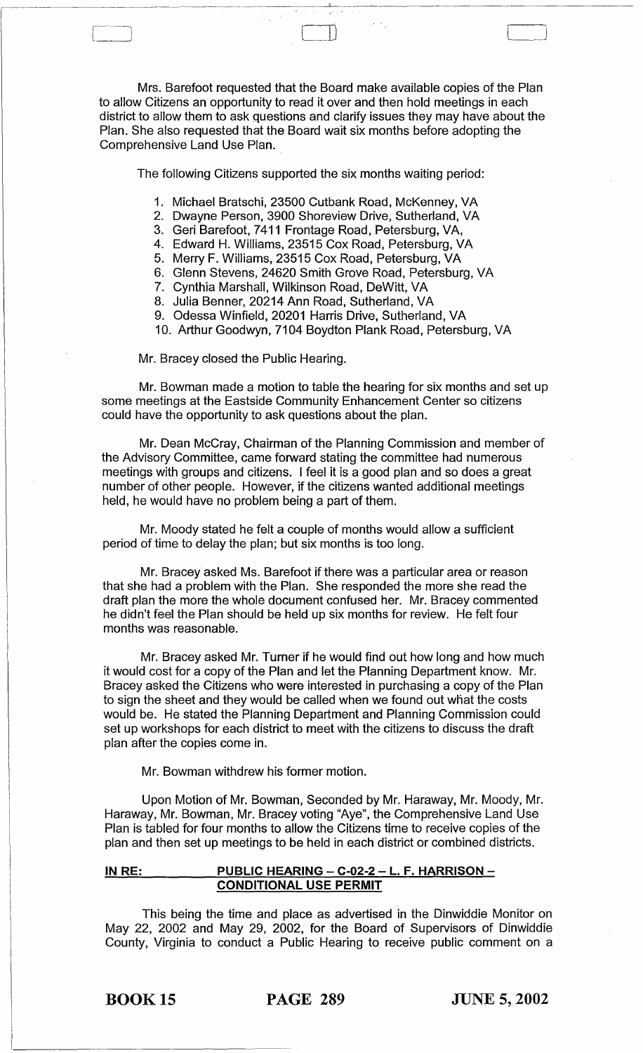Mrs. Barefoot requested that the Board make available copies of the Plan to allow Citizens an opportunity to read it over and then hold meetings in each district to allow them to ask questions and clarify issues they may have about the Plan. She also requested that the Board wait six months before adopting the Comprehensive Land Use Plan.

The following Citizens supported the six months waiting period:

1. Michael Bratschi, 23500 Cutbank Road, McKenney, VA
2. Dwayne Person, 3900 Shoreview Drive, Sutherland, VA
3. Geri Barefoot, 7411 Frontage Road, Petersburg, VA,
4. Edward H. Williams, 23515 Cox Road, Petersburg, VA
5. Merry F. Williams, 23515 Cox Road, Petersburg, VA
6. Glenn Stevens, 24620 Smith Grove Road, Petersburg, VA
7. Cynthia Marshall, Wilkinson Road, DeWitt, VA
8. Julia Benner, 20214 Ann Road, Sutherland, VA
9. Odessa Winfield, 20201 Harris Drive, Sutherland, VA
10. Arthur Goodwyn, 7104 Boydton Plank Road, Petersburg, VA

Mr. Bracey closed the Public Hearing.

Mr. Bowman made a motion to table the hearing for six months and set up some meetings at the Eastside Community Enhancement Center so citizens could have the opportunity to ask questions about the plan.

Mr. Dean McCray, Chairman of the Planning Commission and member of the Advisory Committee, came forward stating the committee had numerous meetings with groups and citizens. I feel it is a good plan and so does a great number of other people. However, if the citizens wanted additional meetings held, he would have no problem being a part of them.

Mr. Moody stated he felt a couple of months would allow a sufficient period of time to delay the plan; but six months is too long.

Mr. Bracey asked Ms. Barefoot if there was a particular area or reason that she had a problem with the Plan. She responded the more she read the draft plan the more the whole document confused her. Mr. Bracey commented he didn't feel the Plan should be held up six months for review. He felt four months was reasonable.

Mr. Bracey asked Mr. Turner if he would find out how long and how much it would cost for a copy of the Plan and let the Planning Department know. Mr. Bracey asked the Citizens who were interested in purchasing a copy of the Plan to sign the sheet and they would be called when we found out what the costs would be. He stated the Planning Department and Planning Commission could set up workshops for each district to meet with the citizens to discuss the draft plan after the copies come in.

Mr. Bowman withdrew his former motion.

Upon Motion of Mr. Bowman, Seconded by Mr. Haraway, Mr. Moody, Mr. Haraway, Mr. Bowman, Mr. Bracey voting "Aye", the Comprehensive Land Use Plan is tabled for four months to allow the Citizens time to receive copies of the plan and then set up meetings to be held in each district or combined districts.

**IN RE: PUBLIC HEARING – C-02-2 – L. F. HARRISON – CONDITIONAL USE PERMIT**

This being the time and place as advertised in the Dinwiddie Monitor on May 22, 2002 and May 29, 2002, for the Board of Supervisors of Dinwiddie County, Virginia to conduct a Public Hearing to receive public comment on a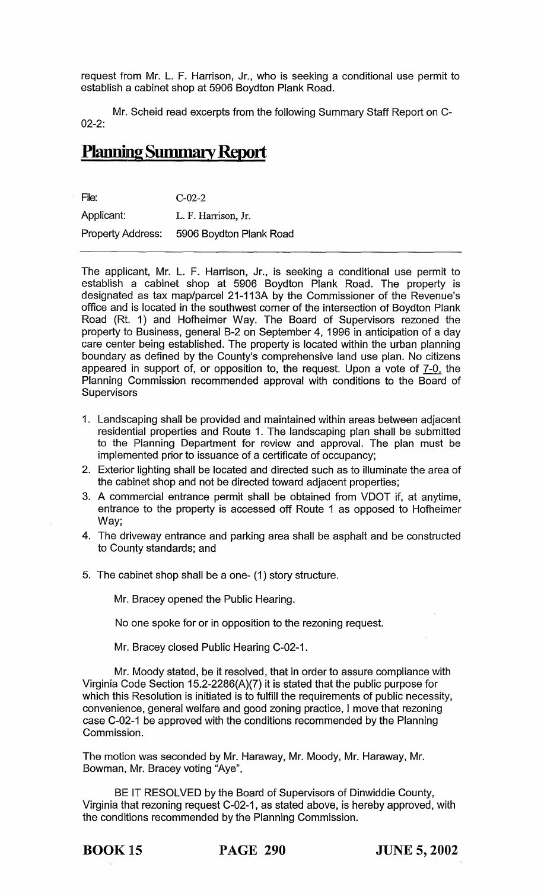request from Mr. L. F. Harrison, Jr., who is seeking a conditional use permit to establish a cabinet shop at 5906 Boydton Plank Road.

Mr. Scheid read excerpts from the following Summary Staff Report on C-02-2:

# Planning Summary Report

| File: | C-02-2 |
|---|---|
| Applicant: | L. F. Harrison, Jr. |
| Property Address: | 5906 Boydton Plank Road |

The applicant, Mr. L. F. Harrison, Jr., is seeking a conditional use permit to establish a cabinet shop at 5906 Boydton Plank Road. The property is designated as tax map/parcel 21-113A by the Commissioner of the Revenue's office and is located in the southwest corner of the intersection of Boydton Plank Road (Rt. 1) and Hofheimer Way. The Board of Supervisors rezoned the property to Business, general B-2 on September 4, 1996 in anticipation of a day care center being established. The property is located within the urban planning boundary as defined by the County's comprehensive land use plan. No citizens appeared in support of, or opposition to, the request. Upon a vote of 7-0, the Planning Commission recommended approval with conditions to the Board of Supervisors

1. Landscaping shall be provided and maintained within areas between adjacent residential properties and Route 1. The landscaping plan shall be submitted to the Planning Department for review and approval. The plan must be implemented prior to issuance of a certificate of occupancy;
2. Exterior lighting shall be located and directed such as to illuminate the area of the cabinet shop and not be directed toward adjacent properties;
3. A commercial entrance permit shall be obtained from VDOT if, at anytime, entrance to the property is accessed off Route 1 as opposed to Hofheimer Way;
4. The driveway entrance and parking area shall be asphalt and be constructed to County standards; and
5. The cabinet shop shall be a one- (1) story structure.

Mr. Bracey opened the Public Hearing.

No one spoke for or in opposition to the rezoning request.

Mr. Bracey closed Public Hearing C-02-1.

Mr. Moody stated, be it resolved, that in order to assure compliance with Virginia Code Section 15.2-2286(A)(7) it is stated that the public purpose for which this Resolution is initiated is to fulfill the requirements of public necessity, convenience, general welfare and good zoning practice, I move that rezoning case C-02-1 be approved with the conditions recommended by the Planning Commission.

The motion was seconded by Mr. Haraway, Mr. Moody, Mr. Haraway, Mr. Bowman, Mr. Bracey voting "Aye",

BE IT RESOLVED by the Board of Supervisors of Dinwiddie County, Virginia that rezoning request C-02-1, as stated above, is hereby approved, with the conditions recommended by the Planning Commission.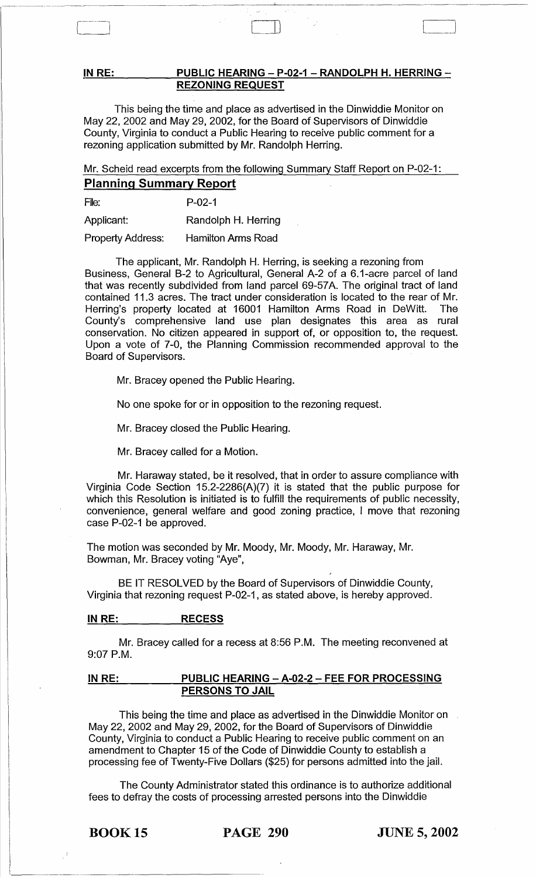**IN RE: PUBLIC HEARING – P-02-1 – RANDOLPH H. HERRING – REZONING REQUEST**

This being the time and place as advertised in the Dinwiddie Monitor on May 22, 2002 and May 29, 2002, for the Board of Supervisors of Dinwiddie County, Virginia to conduct a Public Hearing to receive public comment for a rezoning application submitted by Mr. Randolph Herring.

Mr. Scheid read excerpts from the following Summary Staff Report on P-02-1:

**Planning Summary Report**

| | |
|---|---|
| File: | P-02-1 |
| Applicant: | Randolph H. Herring |
| Property Address: | Hamilton Arms Road |

The applicant, Mr. Randolph H. Herring, is seeking a rezoning from Business, General B-2 to Agricultural, General A-2 of a 6.1-acre parcel of land that was recently subdivided from land parcel 69-57A. The original tract of land contained 11.3 acres. The tract under consideration is located to the rear of Mr. Herring's property located at 16001 Hamilton Arms Road in DeWitt. The County's comprehensive land use plan designates this area as rural conservation. No citizen appeared in support of, or opposition to, the request. Upon a vote of 7-0, the Planning Commission recommended approval to the Board of Supervisors.

Mr. Bracey opened the Public Hearing.

No one spoke for or in opposition to the rezoning request.

Mr. Bracey closed the Public Hearing.

Mr. Bracey called for a Motion.

Mr. Haraway stated, be it resolved, that in order to assure compliance with Virginia Code Section 15.2-2286(A)(7) it is stated that the public purpose for which this Resolution is initiated is to fulfill the requirements of public necessity, convenience, general welfare and good zoning practice, I move that rezoning case P-02-1 be approved.

The motion was seconded by Mr. Moody, Mr. Moody, Mr. Haraway, Mr. Bowman, Mr. Bracey voting "Aye",

BE IT RESOLVED by the Board of Supervisors of Dinwiddie County, Virginia that rezoning request P-02-1, as stated above, is hereby approved.

**IN RE: RECESS**

Mr. Bracey called for a recess at 8:56 P.M. The meeting reconvened at 9:07 P.M.

**IN RE: PUBLIC HEARING – A-02-2 – FEE FOR PROCESSING PERSONS TO JAIL**

This being the time and place as advertised in the Dinwiddie Monitor on May 22, 2002 and May 29, 2002, for the Board of Supervisors of Dinwiddie County, Virginia to conduct a Public Hearing to receive public comment on an amendment to Chapter 15 of the Code of Dinwiddie County to establish a processing fee of Twenty-Five Dollars ($25) for persons admitted into the jail.

The County Administrator stated this ordinance is to authorize additional fees to defray the costs of processing arrested persons into the Dinwiddie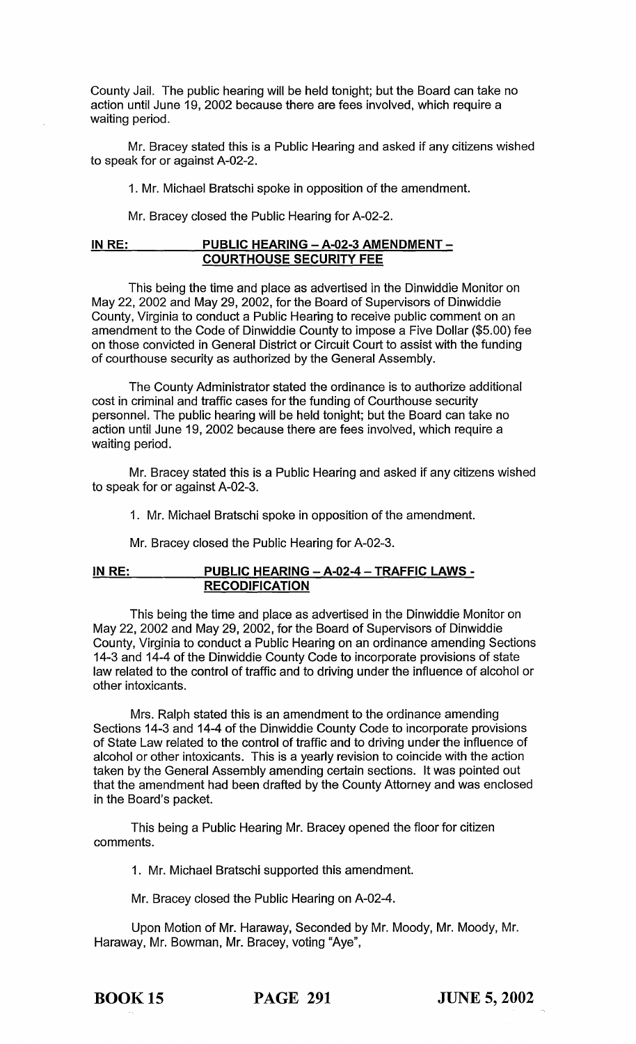County Jail. The public hearing will be held tonight; but the Board can take no action until June 19, 2002 because there are fees involved, which require a waiting period.

Mr. Bracey stated this is a Public Hearing and asked if any citizens wished to speak for or against A-02-2.

1. Mr. Michael Bratschi spoke in opposition of the amendment.

Mr. Bracey closed the Public Hearing for A-02-2.

**IN RE: PUBLIC HEARING – A-02-3 AMENDMENT – COURTHOUSE SECURITY FEE**

This being the time and place as advertised in the Dinwiddie Monitor on May 22, 2002 and May 29, 2002, for the Board of Supervisors of Dinwiddie County, Virginia to conduct a Public Hearing to receive public comment on an amendment to the Code of Dinwiddie County to impose a Five Dollar ($5.00) fee on those convicted in General District or Circuit Court to assist with the funding of courthouse security as authorized by the General Assembly.

The County Administrator stated the ordinance is to authorize additional cost in criminal and traffic cases for the funding of Courthouse security personnel. The public hearing will be held tonight; but the Board can take no action until June 19, 2002 because there are fees involved, which require a waiting period.

Mr. Bracey stated this is a Public Hearing and asked if any citizens wished to speak for or against A-02-3.

1. Mr. Michael Bratschi spoke in opposition of the amendment.

Mr. Bracey closed the Public Hearing for A-02-3.

**IN RE: PUBLIC HEARING – A-02-4 – TRAFFIC LAWS - RECODIFICATION**

This being the time and place as advertised in the Dinwiddie Monitor on May 22, 2002 and May 29, 2002, for the Board of Supervisors of Dinwiddie County, Virginia to conduct a Public Hearing on an ordinance amending Sections 14-3 and 14-4 of the Dinwiddie County Code to incorporate provisions of state law related to the control of traffic and to driving under the influence of alcohol or other intoxicants.

Mrs. Ralph stated this is an amendment to the ordinance amending Sections 14-3 and 14-4 of the Dinwiddie County Code to incorporate provisions of State Law related to the control of traffic and to driving under the influence of alcohol or other intoxicants. This is a yearly revision to coincide with the action taken by the General Assembly amending certain sections. It was pointed out that the amendment had been drafted by the County Attorney and was enclosed in the Board's packet.

This being a Public Hearing Mr. Bracey opened the floor for citizen comments.

1. Mr. Michael Bratschi supported this amendment.

Mr. Bracey closed the Public Hearing on A-02-4.

Upon Motion of Mr. Haraway, Seconded by Mr. Moody, Mr. Moody, Mr. Haraway, Mr. Bowman, Mr. Bracey, voting "Aye",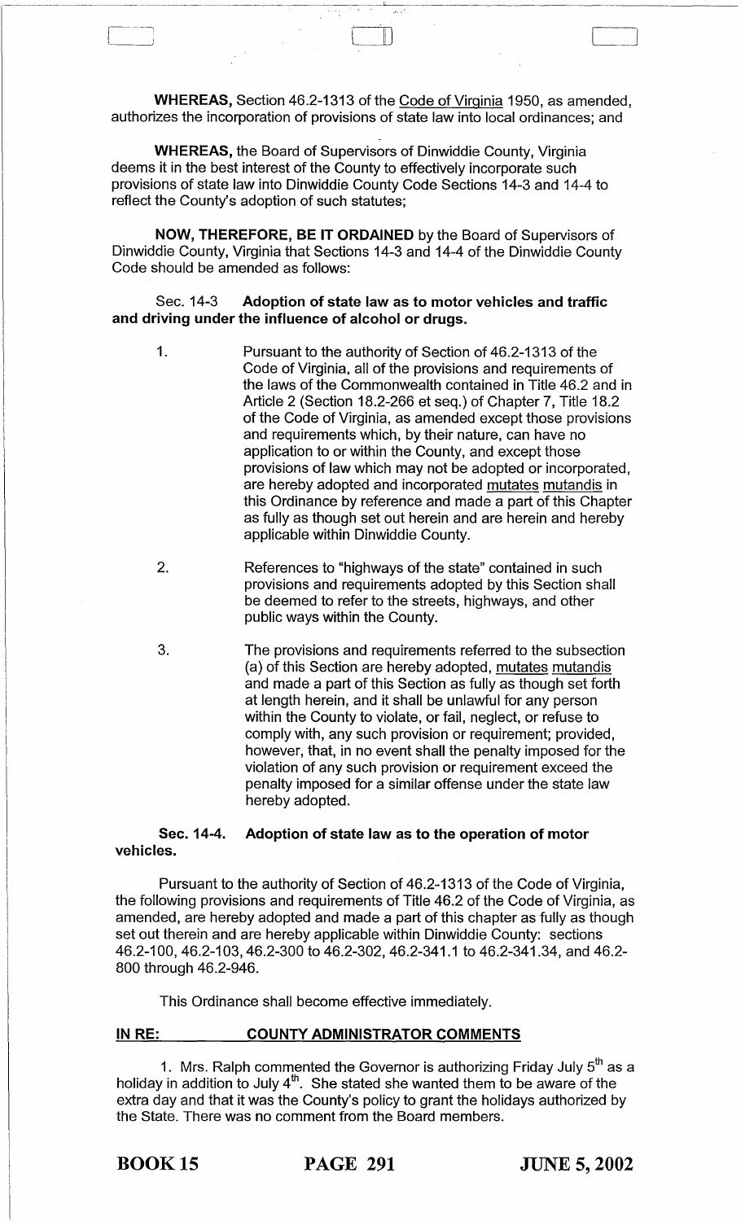**WHEREAS,** Section 46.2-1313 of the Code of Virginia 1950, as amended, authorizes the incorporation of provisions of state law into local ordinances; and

**WHEREAS,** the Board of Supervisors of Dinwiddie County, Virginia deems it in the best interest of the County to effectively incorporate such provisions of state law into Dinwiddie County Code Sections 14-3 and 14-4 to reflect the County's adoption of such statutes;

**NOW, THEREFORE, BE IT ORDAINED** by the Board of Supervisors of Dinwiddie County, Virginia that Sections 14-3 and 14-4 of the Dinwiddie County Code should be amended as follows:

Sec. 14-3 **Adoption of state law as to motor vehicles and traffic and driving under the influence of alcohol or drugs.**

1. Pursuant to the authority of Section of 46.2-1313 of the Code of Virginia, all of the provisions and requirements of the laws of the Commonwealth contained in Title 46.2 and in Article 2 (Section 18.2-266 et seq.) of Chapter 7, Title 18.2 of the Code of Virginia, as amended except those provisions and requirements which, by their nature, can have no application to or within the County, and except those provisions of law which may not be adopted or incorporated, are hereby adopted and incorporated mutates mutandis in this Ordinance by reference and made a part of this Chapter as fully as though set out herein and are herein and hereby applicable within Dinwiddie County.

2. References to "highways of the state" contained in such provisions and requirements adopted by this Section shall be deemed to refer to the streets, highways, and other public ways within the County.

3. The provisions and requirements referred to the subsection (a) of this Section are hereby adopted, mutates mutandis and made a part of this Section as fully as though set forth at length herein, and it shall be unlawful for any person within the County to violate, or fail, neglect, or refuse to comply with, any such provision or requirement; provided, however, that, in no event shall the penalty imposed for the violation of any such provision or requirement exceed the penalty imposed for a similar offense under the state law hereby adopted.

**Sec. 14-4. Adoption of state law as to the operation of motor vehicles.**

Pursuant to the authority of Section of 46.2-1313 of the Code of Virginia, the following provisions and requirements of Title 46.2 of the Code of Virginia, as amended, are hereby adopted and made a part of this chapter as fully as though set out therein and are hereby applicable within Dinwiddie County: sections 46.2-100, 46.2-103, 46.2-300 to 46.2-302, 46.2-341.1 to 46.2-341.34, and 46.2-800 through 46.2-946.

This Ordinance shall become effective immediately.

**IN RE: COUNTY ADMINISTRATOR COMMENTS**

1. Mrs. Ralph commented the Governor is authorizing Friday July 5th as a holiday in addition to July 4th. She stated she wanted them to be aware of the extra day and that it was the County's policy to grant the holidays authorized by the State. There was no comment from the Board members.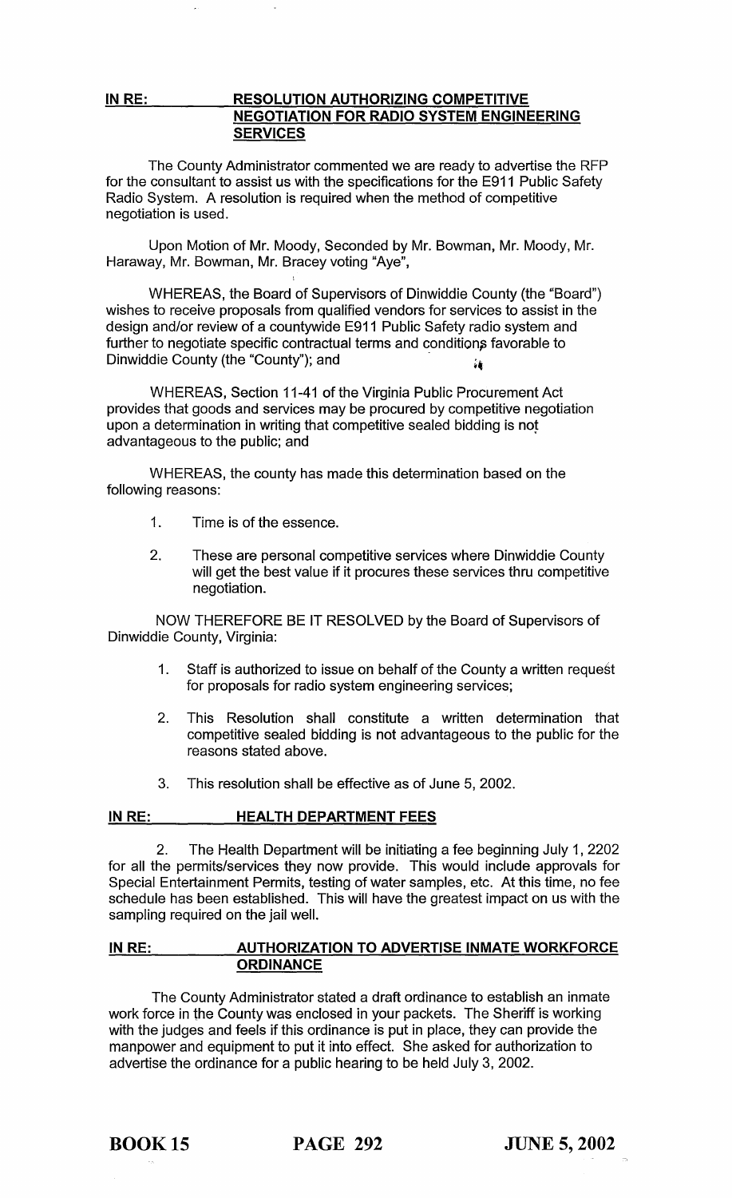**IN RE: RESOLUTION AUTHORIZING COMPETITIVE NEGOTIATION FOR RADIO SYSTEM ENGINEERING SERVICES**

The County Administrator commented we are ready to advertise the RFP for the consultant to assist us with the specifications for the E911 Public Safety Radio System. A resolution is required when the method of competitive negotiation is used.

Upon Motion of Mr. Moody, Seconded by Mr. Bowman, Mr. Moody, Mr. Haraway, Mr. Bowman, Mr. Bracey voting "Aye",

WHEREAS, the Board of Supervisors of Dinwiddie County (the "Board") wishes to receive proposals from qualified vendors for services to assist in the design and/or review of a countywide E911 Public Safety radio system and further to negotiate specific contractual terms and conditions favorable to Dinwiddie County (the "County"); and

WHEREAS, Section 11-41 of the Virginia Public Procurement Act provides that goods and services may be procured by competitive negotiation upon a determination in writing that competitive sealed bidding is not advantageous to the public; and

WHEREAS, the county has made this determination based on the following reasons:

1. Time is of the essence.
2. These are personal competitive services where Dinwiddie County will get the best value if it procures these services thru competitive negotiation.

NOW THEREFORE BE IT RESOLVED by the Board of Supervisors of Dinwiddie County, Virginia:

1. Staff is authorized to issue on behalf of the County a written request for proposals for radio system engineering services;
2. This Resolution shall constitute a written determination that competitive sealed bidding is not advantageous to the public for the reasons stated above.
3. This resolution shall be effective as of June 5, 2002.

**IN RE: HEALTH DEPARTMENT FEES**

2. The Health Department will be initiating a fee beginning July 1, 2202 for all the permits/services they now provide. This would include approvals for Special Entertainment Permits, testing of water samples, etc. At this time, no fee schedule has been established. This will have the greatest impact on us with the sampling required on the jail well.

**IN RE: AUTHORIZATION TO ADVERTISE INMATE WORKFORCE ORDINANCE**

The County Administrator stated a draft ordinance to establish an inmate work force in the County was enclosed in your packets. The Sheriff is working with the judges and feels if this ordinance is put in place, they can provide the manpower and equipment to put it into effect. She asked for authorization to advertise the ordinance for a public hearing to be held July 3, 2002.

**BOOK 15 PAGE 292 JUNE 5, 2002**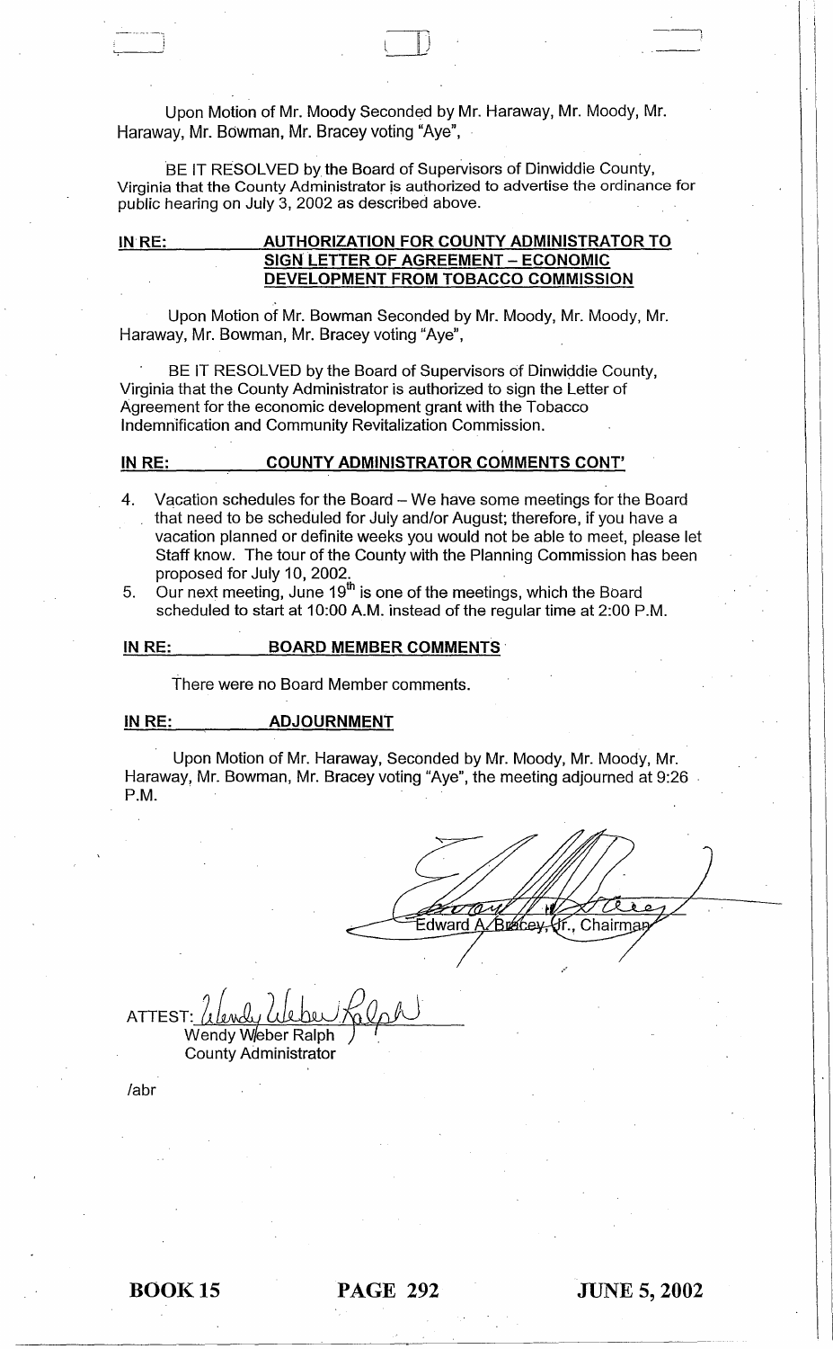Upon Motion of Mr. Moody Seconded by Mr. Haraway, Mr. Moody, Mr. Haraway, Mr. Bowman, Mr. Bracey voting "Aye",

BE IT RESOLVED by the Board of Supervisors of Dinwiddie County, Virginia that the County Administrator is authorized to advertise the ordinance for public hearing on July 3, 2002 as described above.

**IN RE: AUTHORIZATION FOR COUNTY ADMINISTRATOR TO SIGN LETTER OF AGREEMENT - ECONOMIC DEVELOPMENT FROM TOBACCO COMMISSION**

Upon Motion of Mr. Bowman Seconded by Mr. Moody, Mr. Moody, Mr. Haraway, Mr. Bowman, Mr. Bracey voting "Aye",

BE IT RESOLVED by the Board of Supervisors of Dinwiddie County, Virginia that the County Administrator is authorized to sign the Letter of Agreement for the economic development grant with the Tobacco Indemnification and Community Revitalization Commission.

**IN RE: COUNTY ADMINISTRATOR COMMENTS CONT'**

4. Vacation schedules for the Board - We have some meetings for the Board that need to be scheduled for July and/or August; therefore, if you have a vacation planned or definite weeks you would not be able to meet, please let Staff know. The tour of the County with the Planning Commission has been proposed for July 10, 2002.
5. Our next meeting, June 19th is one of the meetings, which the Board scheduled to start at 10:00 A.M. instead of the regular time at 2:00 P.M.

**IN RE: BOARD MEMBER COMMENTS**

There were no Board Member comments.

**IN RE: ADJOURNMENT**

Upon Motion of Mr. Haraway, Seconded by Mr. Moody, Mr. Moody, Mr. Haraway, Mr. Bowman, Mr. Bracey voting "Aye", the meeting adjourned at 9:26 P.M.

Edward A. Bracey, Jr., Chairman

ATTEST: Wendy Weber Ralph
County Administrator

/abr

BOOK 15 PAGE 292 JUNE 5, 2002